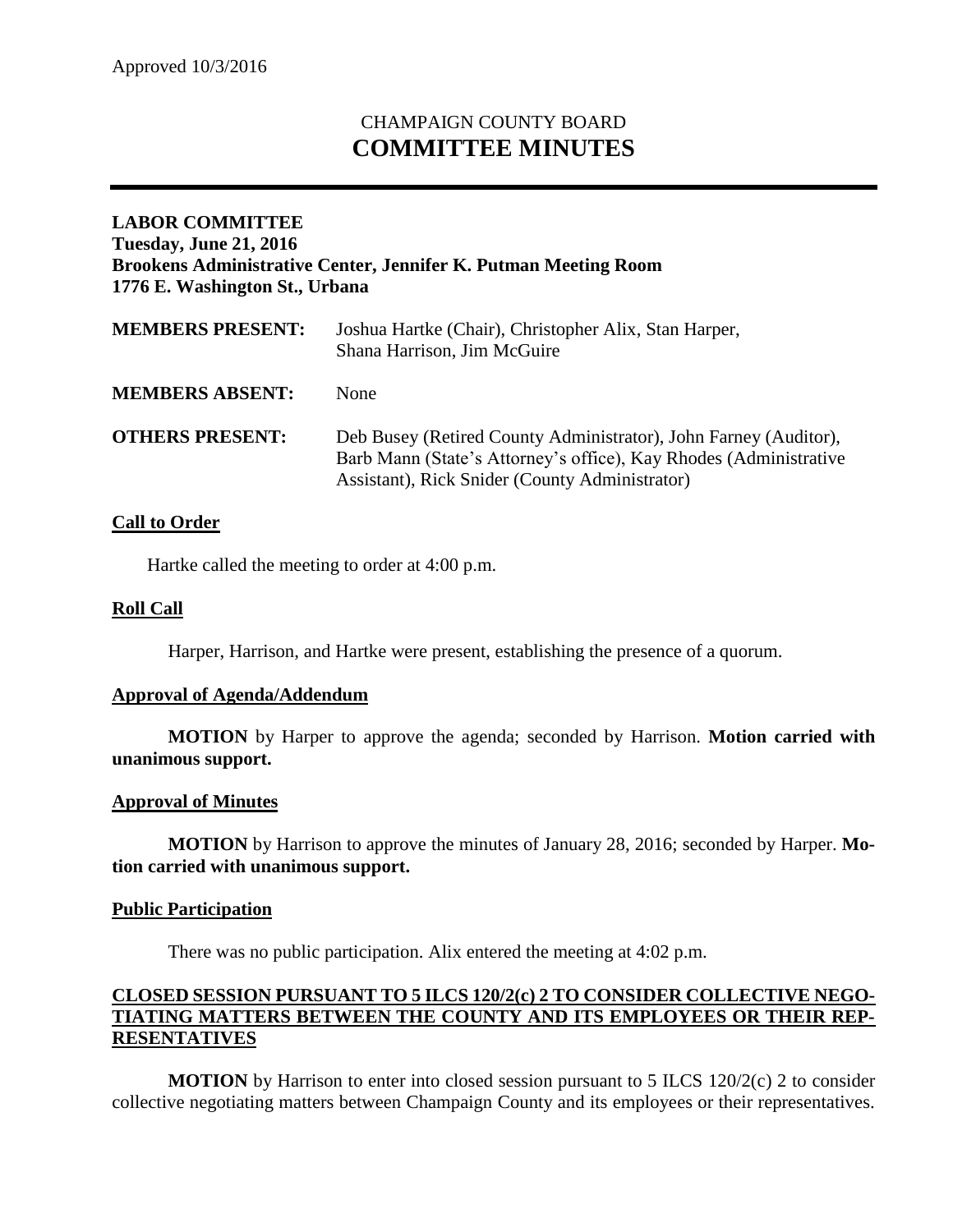Approved 10/3/2016

# CHAMPAIGN COUNTY BOARD
# COMMITTEE MINUTES

**LABOR COMMITTEE**
**Tuesday, June 21, 2016**
**Brookens Administrative Center, Jennifer K. Putman Meeting Room**
**1776 E. Washington St., Urbana**

| | |
|---|---|
| **MEMBERS PRESENT:** | Joshua Hartke (Chair), Christopher Alix, Stan Harper, Shana Harrison, Jim McGuire |
| **MEMBERS ABSENT:** | None |
| **OTHERS PRESENT:** | Deb Busey (Retired County Administrator), John Farney (Auditor), Barb Mann (State's Attorney's office), Kay Rhodes (Administrative Assistant), Rick Snider (County Administrator) |

## Call to Order

Hartke called the meeting to order at 4:00 p.m.

## Roll Call

Harper, Harrison, and Hartke were present, establishing the presence of a quorum.

## Approval of Agenda/Addendum

**MOTION** by Harper to approve the agenda; seconded by Harrison. **Motion carried with unanimous support.**

## Approval of Minutes

**MOTION** by Harrison to approve the minutes of January 28, 2016; seconded by Harper. **Motion carried with unanimous support.**

## Public Participation

There was no public participation. Alix entered the meeting at 4:02 p.m.

## CLOSED SESSION PURSUANT TO 5 ILCS 120/2(c) 2 TO CONSIDER COLLECTIVE NEGOTIATING MATTERS BETWEEN THE COUNTY AND ITS EMPLOYEES OR THEIR REPRESENTATIVES

**MOTION** by Harrison to enter into closed session pursuant to 5 ILCS 120/2(c) 2 to consider collective negotiating matters between Champaign County and its employees or their representatives.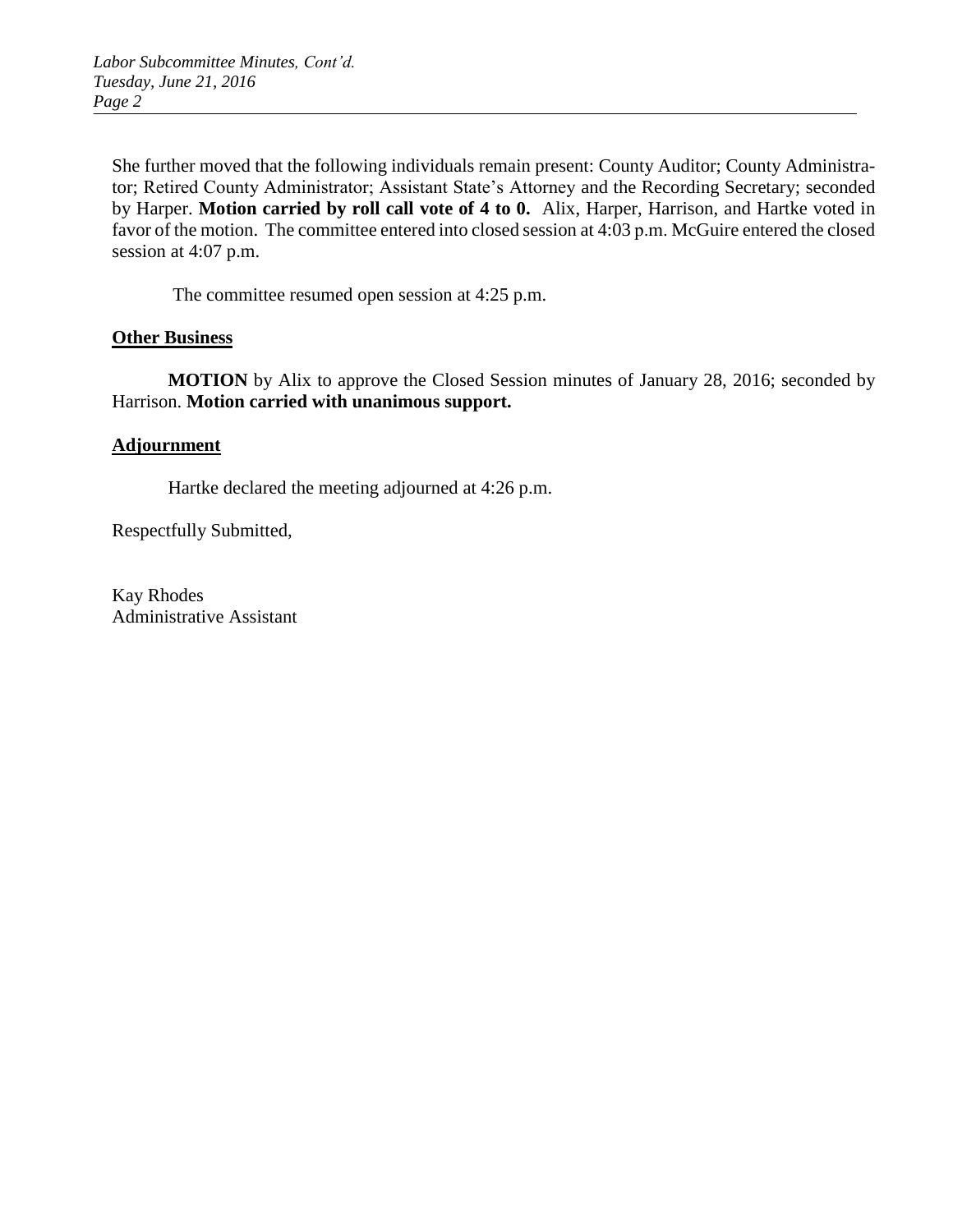She further moved that the following individuals remain present: County Auditor; County Administrator; Retired County Administrator; Assistant State's Attorney and the Recording Secretary; seconded by Harper. **Motion carried by roll call vote of 4 to 0.** Alix, Harper, Harrison, and Hartke voted in favor of the motion. The committee entered into closed session at 4:03 p.m. McGuire entered the closed session at 4:07 p.m.

The committee resumed open session at 4:25 p.m.

## Other Business

**MOTION** by Alix to approve the Closed Session minutes of January 28, 2016; seconded by Harrison. **Motion carried with unanimous support.**

## Adjournment

Hartke declared the meeting adjourned at 4:26 p.m.

Respectfully Submitted,

Kay Rhodes
Administrative Assistant